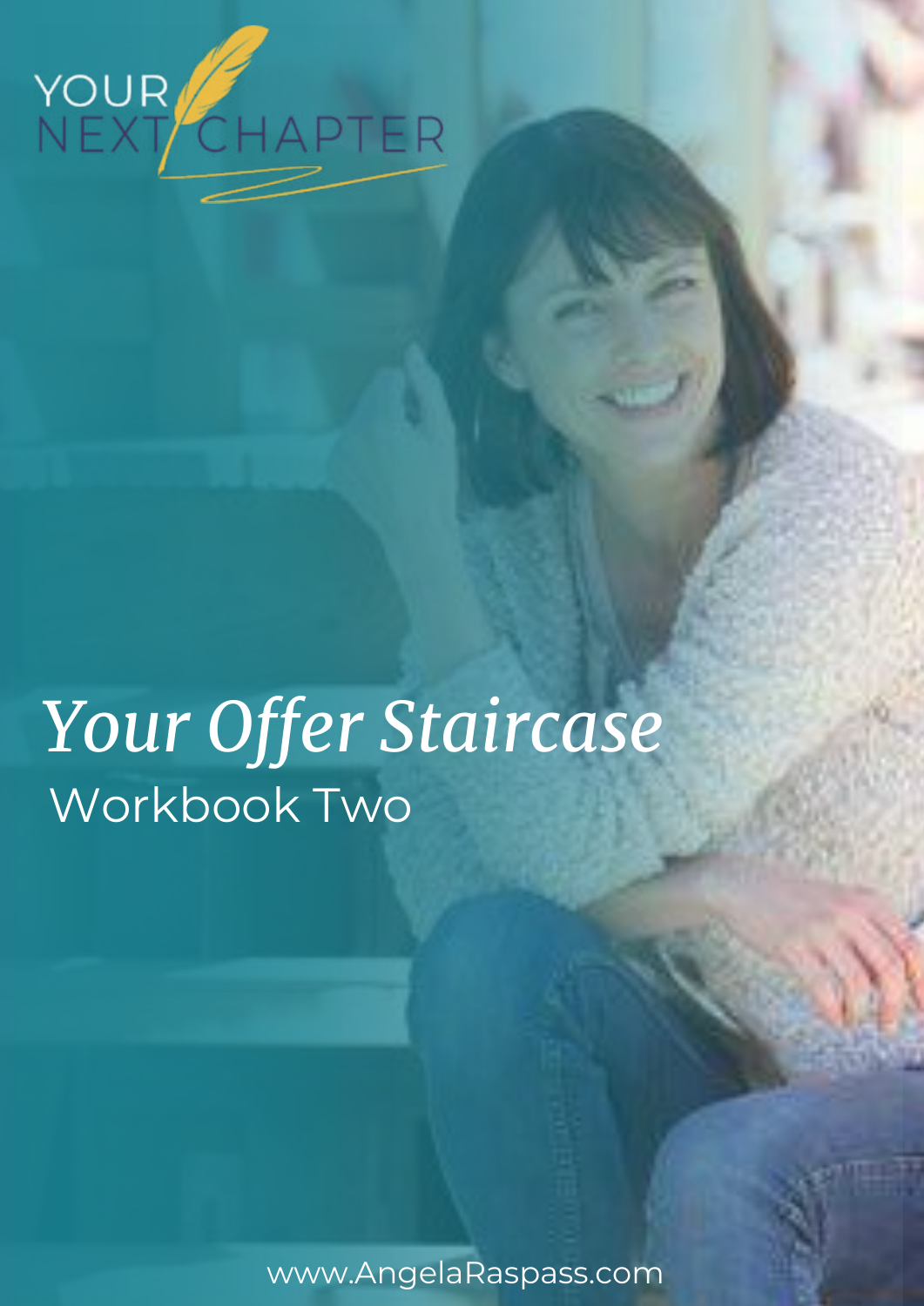YOUR NEXT CHAPTER

# *Your Offer Staircase*

## Workbook Two

www.AngelaRaspass.com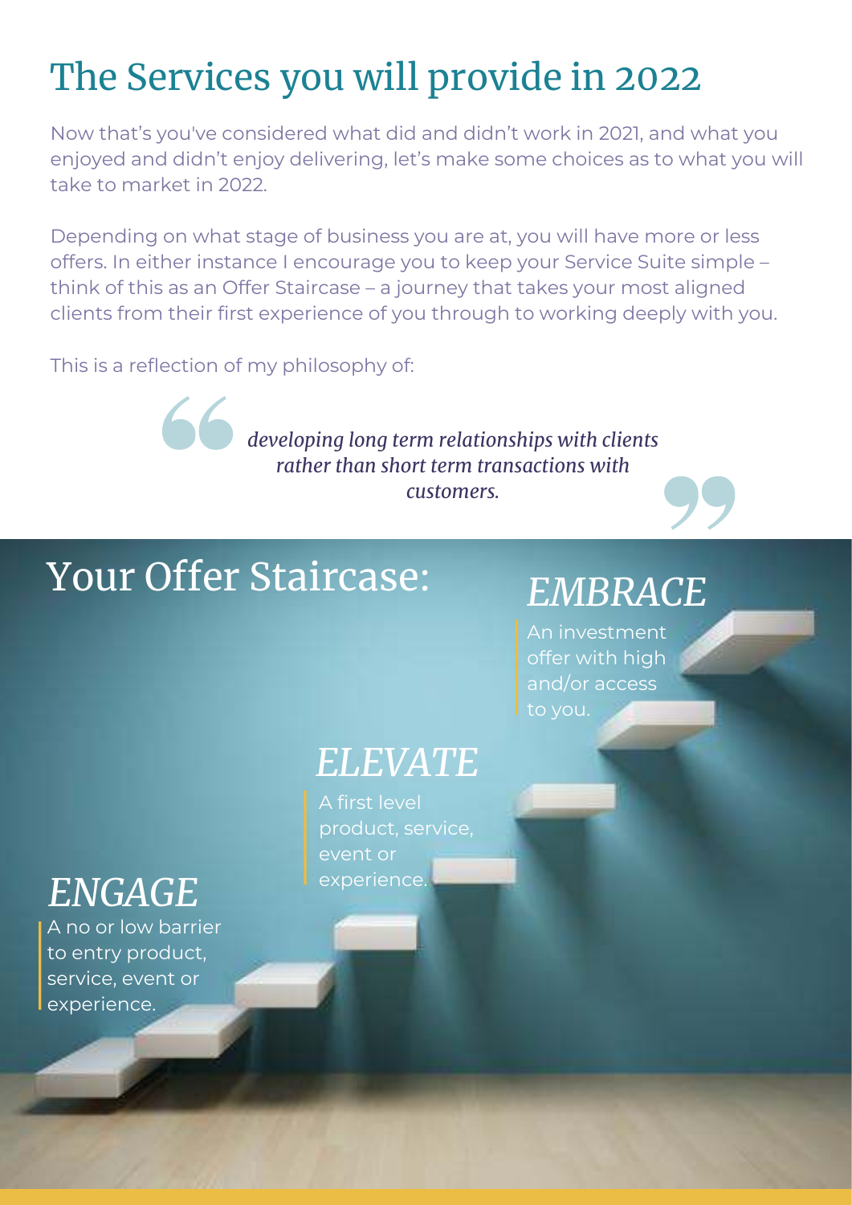# The Services you will provide in 2022

Now that's you've considered what did and didn't work in 2021, and what you enjoyed and didn't enjoy delivering, let's make some choices as to what you will take to market in 2022.

Depending on what stage of business you are at, you will have more or less offers. In either instance I encourage you to keep your Service Suite simple – think of this as an Offer Staircase – a journey that takes your most aligned clients from their first experience of you through to working deeply with you.

This is a reflection of my philosophy of:

> *developing long term relationships with clients rather than short term transactions with customers.*

## Your Offer Staircase:

### *EMBRACE*

An investment offer with high and/or access to you.

### *ELEVATE*

A first level product, service, event or experience.

### *ENGAGE*

A no or low barrier to entry product, service, event or experience.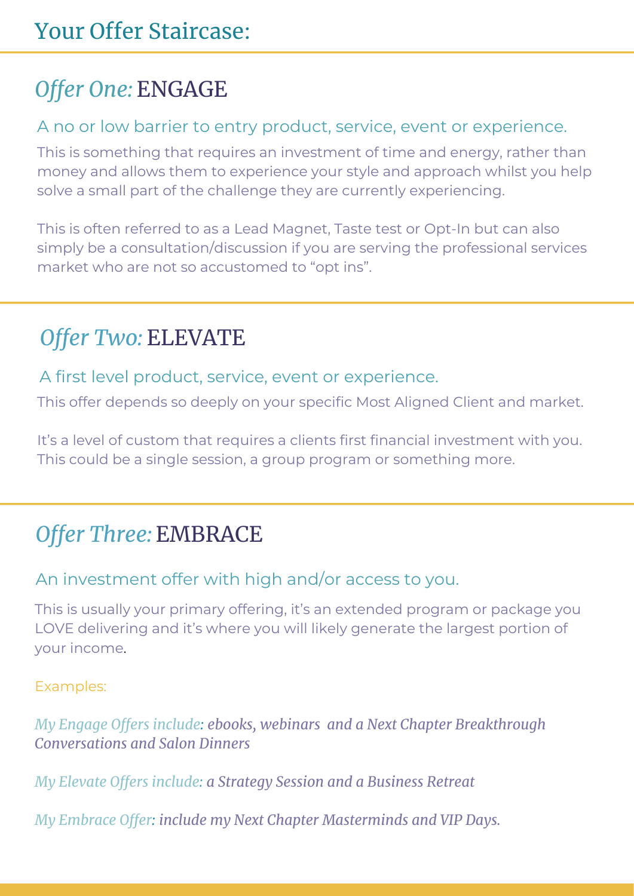# Your Offer Staircase:

## *Offer One:* ENGAGE

A no or low barrier to entry product, service, event or experience.

This is something that requires an investment of time and energy, rather than money and allows them to experience your style and approach whilst you help solve a small part of the challenge they are currently experiencing.

This is often referred to as a Lead Magnet, Taste test or Opt-In but can also simply be a consultation/discussion if you are serving the professional services market who are not so accustomed to "opt ins".

## *Offer Two:* ELEVATE

A first level product, service, event or experience.

This offer depends so deeply on your specific Most Aligned Client and market.

It's a level of custom that requires a clients first financial investment with you. This could be a single session, a group program or something more.

## *Offer Three:* EMBRACE

An investment offer with high and/or access to you.

This is usually your primary offering, it's an extended program or package you LOVE delivering and it's where you will likely generate the largest portion of your income.

Examples:

*My Engage Offers include: ebooks, webinars and a Next Chapter Breakthrough Conversations and Salon Dinners*

*My Elevate Offers include: a Strategy Session and a Business Retreat*

*My Embrace Offer: include my Next Chapter Masterminds and VIP Days.*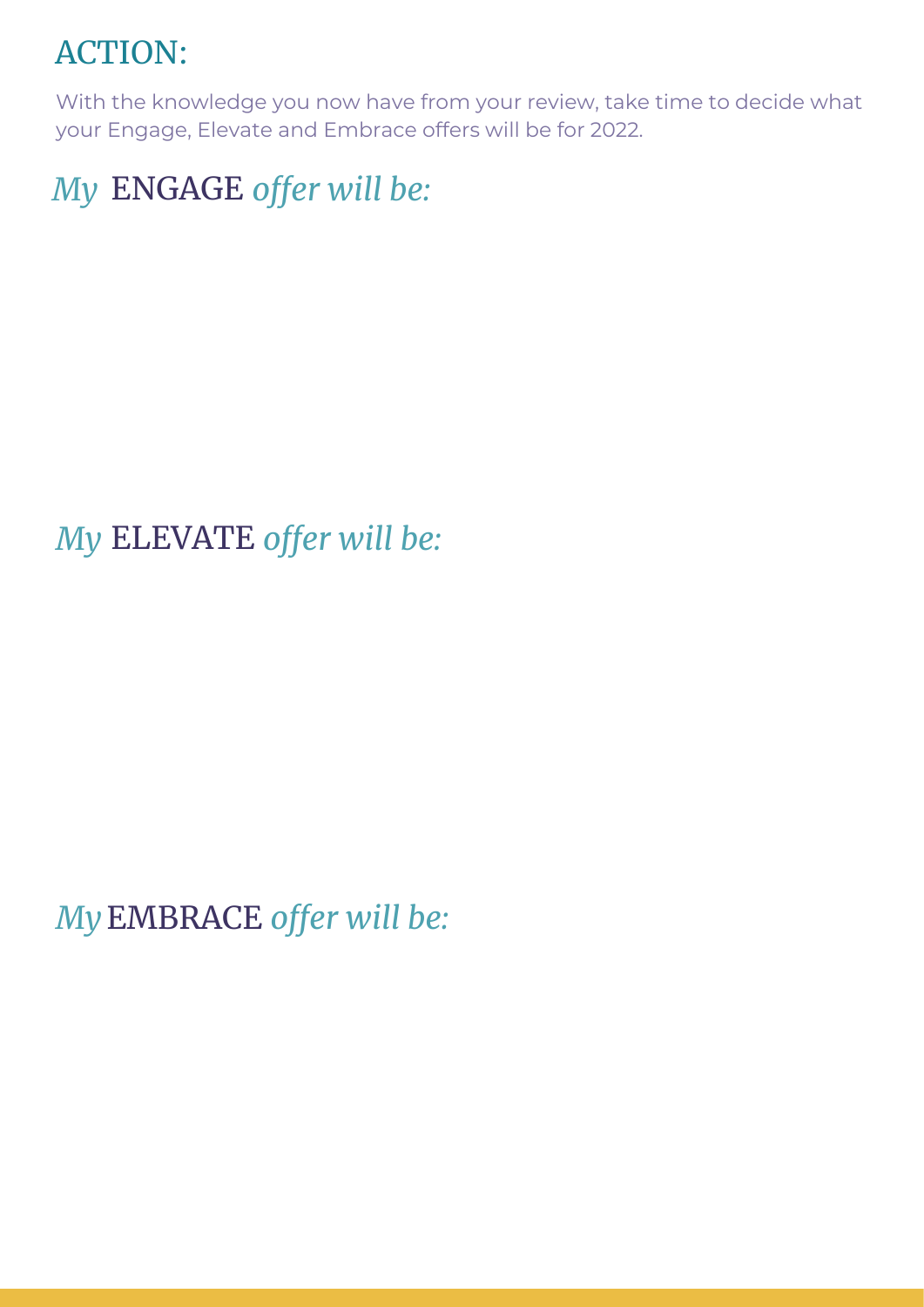## ACTION:

With the knowledge you now have from your review, take time to decide what your Engage, Elevate and Embrace offers will be for 2022.

### *My* ENGAGE *offer will be:*

### *My* ELEVATE *offer will be:*

### *My* EMBRACE *offer will be:*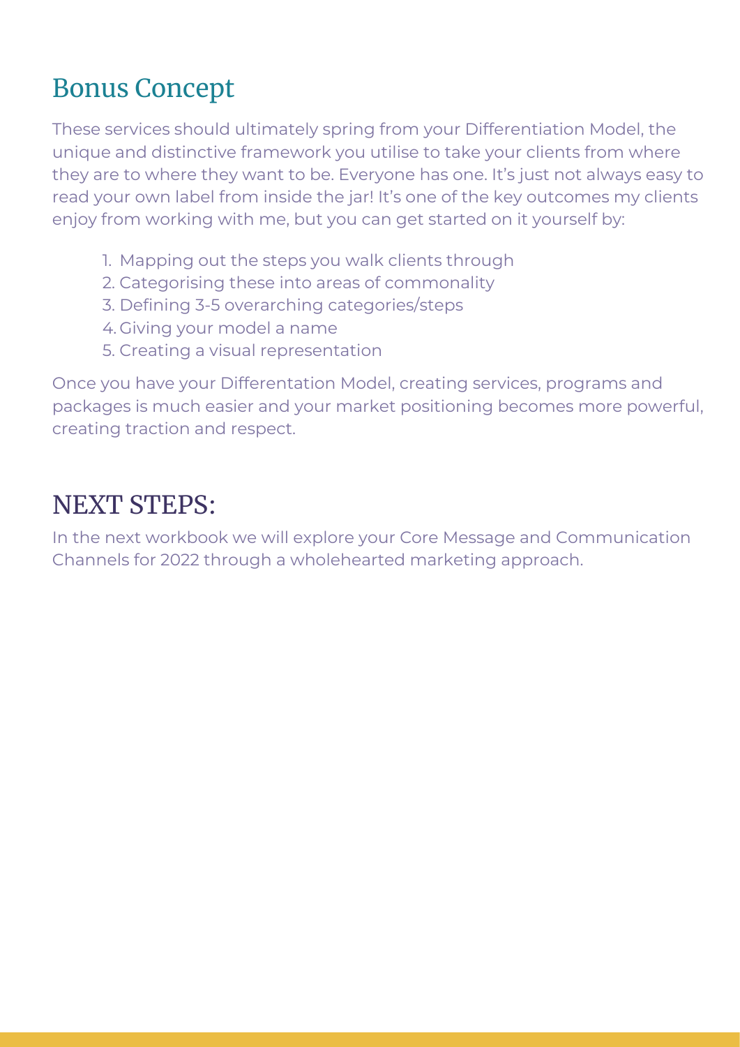## Bonus Concept

These services should ultimately spring from your Differentiation Model, the unique and distinctive framework you utilise to take your clients from where they are to where they want to be. Everyone has one. It's just not always easy to read your own label from inside the jar! It's one of the key outcomes my clients enjoy from working with me, but you can get started on it yourself by:

1. Mapping out the steps you walk clients through
2. Categorising these into areas of commonality
3. Defining 3-5 overarching categories/steps
4. Giving your model a name
5. Creating a visual representation

Once you have your Differentation Model, creating services, programs and packages is much easier and your market positioning becomes more powerful, creating traction and respect.

## NEXT STEPS:

In the next workbook we will explore your Core Message and Communication Channels for 2022 through a wholehearted marketing approach.